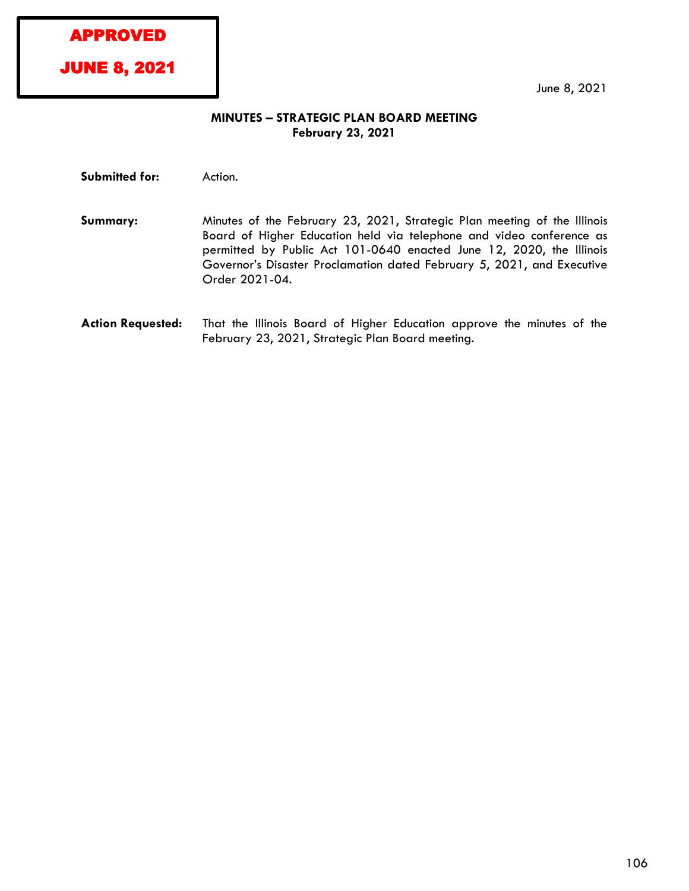**APPROVED**

**JUNE 8, 2021**

June 8, 2021

## MINUTES – STRATEGIC PLAN BOARD MEETING
### February 23, 2021

**Submitted for:** Action.

**Summary:** Minutes of the February 23, 2021, Strategic Plan meeting of the Illinois Board of Higher Education held via telephone and video conference as permitted by Public Act 101-0640 enacted June 12, 2020, the Illinois Governor's Disaster Proclamation dated February 5, 2021, and Executive Order 2021-04.

**Action Requested:** That the Illinois Board of Higher Education approve the minutes of the February 23, 2021, Strategic Plan Board meeting.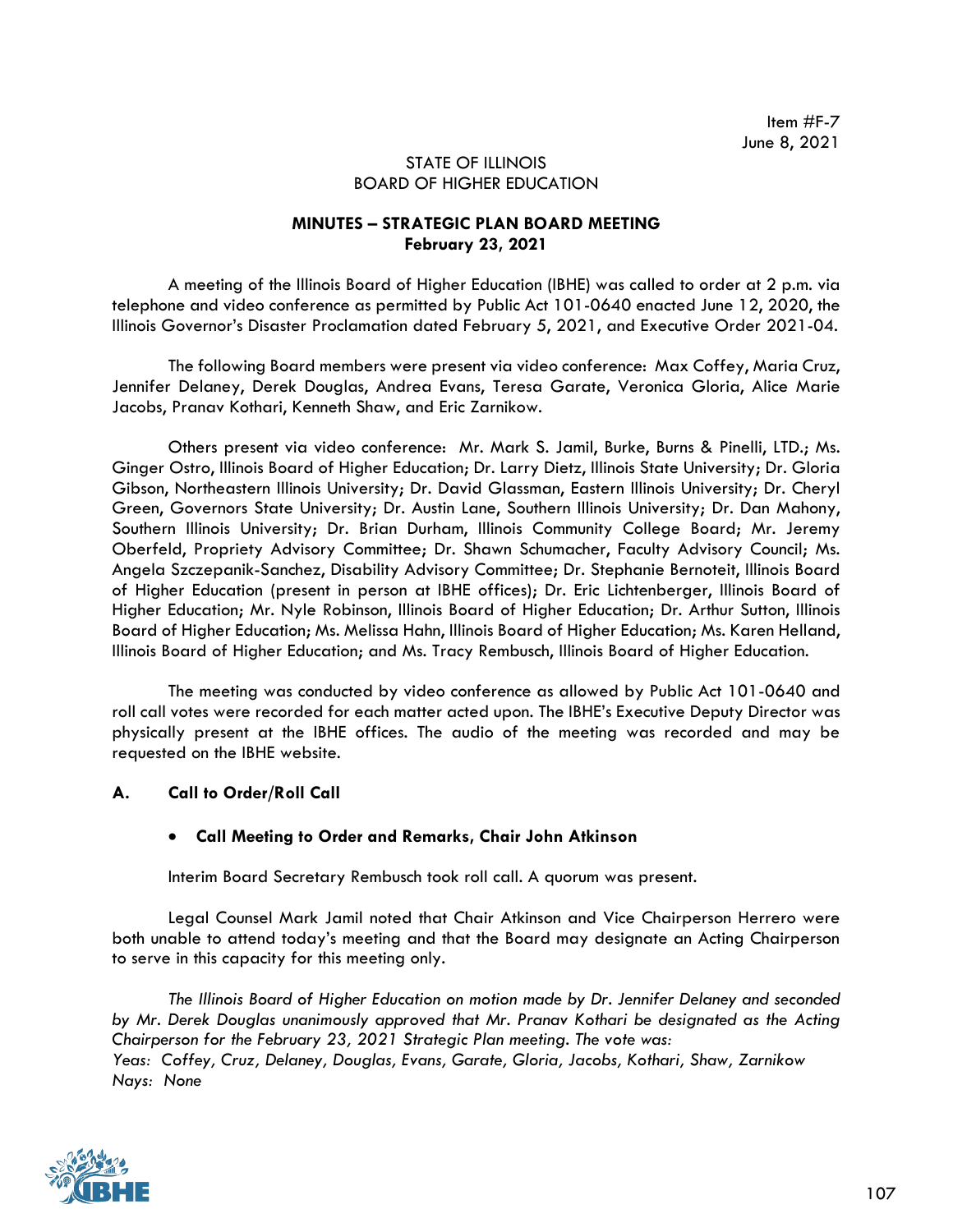Item #F-7
June 8, 2021

STATE OF ILLINOIS
BOARD OF HIGHER EDUCATION

**MINUTES – STRATEGIC PLAN BOARD MEETING**
**February 23, 2021**

A meeting of the Illinois Board of Higher Education (IBHE) was called to order at 2 p.m. via telephone and video conference as permitted by Public Act 101-0640 enacted June 12, 2020, the Illinois Governor's Disaster Proclamation dated February 5, 2021, and Executive Order 2021-04.

The following Board members were present via video conference: Max Coffey, Maria Cruz, Jennifer Delaney, Derek Douglas, Andrea Evans, Teresa Garate, Veronica Gloria, Alice Marie Jacobs, Pranav Kothari, Kenneth Shaw, and Eric Zarnikow.

Others present via video conference: Mr. Mark S. Jamil, Burke, Burns & Pinelli, LTD.; Ms. Ginger Ostro, Illinois Board of Higher Education; Dr. Larry Dietz, Illinois State University; Dr. Gloria Gibson, Northeastern Illinois University; Dr. David Glassman, Eastern Illinois University; Dr. Cheryl Green, Governors State University; Dr. Austin Lane, Southern Illinois University; Dr. Dan Mahony, Southern Illinois University; Dr. Brian Durham, Illinois Community College Board; Mr. Jeremy Oberfeld, Propriety Advisory Committee; Dr. Shawn Schumacher, Faculty Advisory Council; Ms. Angela Szczepanik-Sanchez, Disability Advisory Committee; Dr. Stephanie Bernoteit, Illinois Board of Higher Education (present in person at IBHE offices); Dr. Eric Lichtenberger, Illinois Board of Higher Education; Mr. Nyle Robinson, Illinois Board of Higher Education; Dr. Arthur Sutton, Illinois Board of Higher Education; Ms. Melissa Hahn, Illinois Board of Higher Education; Ms. Karen Helland, Illinois Board of Higher Education; and Ms. Tracy Rembusch, Illinois Board of Higher Education.

The meeting was conducted by video conference as allowed by Public Act 101-0640 and roll call votes were recorded for each matter acted upon. The IBHE's Executive Deputy Director was physically present at the IBHE offices. The audio of the meeting was recorded and may be requested on the IBHE website.

## A. Call to Order/Roll Call

- **Call Meeting to Order and Remarks, Chair John Atkinson**

Interim Board Secretary Rembusch took roll call. A quorum was present.

Legal Counsel Mark Jamil noted that Chair Atkinson and Vice Chairperson Herrero were both unable to attend today's meeting and that the Board may designate an Acting Chairperson to serve in this capacity for this meeting only.

*The Illinois Board of Higher Education on motion made by Dr. Jennifer Delaney and seconded by Mr. Derek Douglas unanimously approved that Mr. Pranav Kothari be designated as the Acting Chairperson for the February 23, 2021 Strategic Plan meeting. The vote was:*
*Yeas: Coffey, Cruz, Delaney, Douglas, Evans, Garate, Gloria, Jacobs, Kothari, Shaw, Zarnikow*
*Nays: None*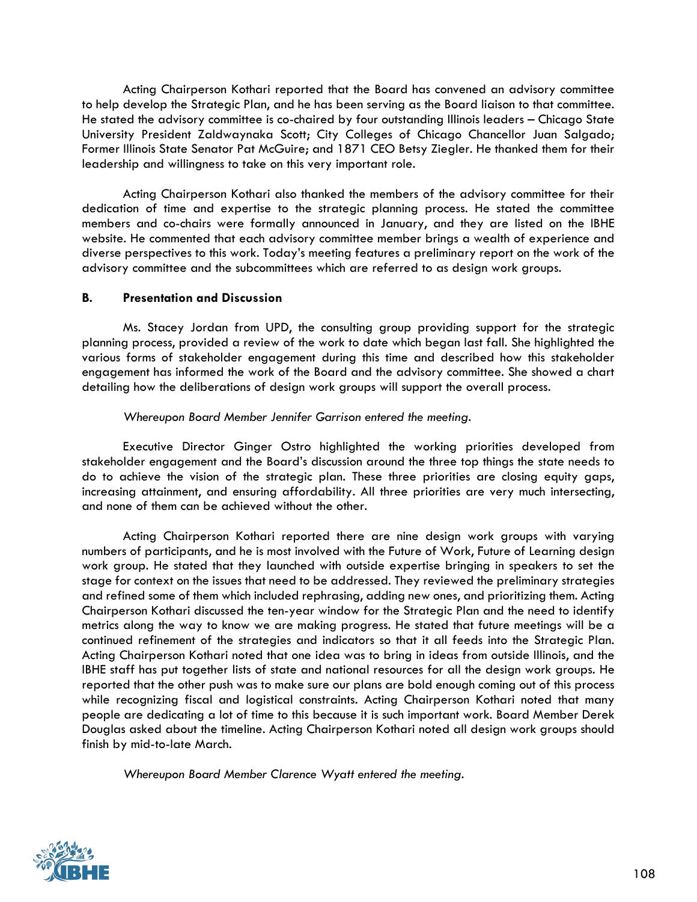Acting Chairperson Kothari reported that the Board has convened an advisory committee to help develop the Strategic Plan, and he has been serving as the Board liaison to that committee. He stated the advisory committee is co-chaired by four outstanding Illinois leaders – Chicago State University President Zaldwaynaka Scott; City Colleges of Chicago Chancellor Juan Salgado; Former Illinois State Senator Pat McGuire; and 1871 CEO Betsy Ziegler. He thanked them for their leadership and willingness to take on this very important role.

Acting Chairperson Kothari also thanked the members of the advisory committee for their dedication of time and expertise to the strategic planning process. He stated the committee members and co-chairs were formally announced in January, and they are listed on the IBHE website. He commented that each advisory committee member brings a wealth of experience and diverse perspectives to this work. Today's meeting features a preliminary report on the work of the advisory committee and the subcommittees which are referred to as design work groups.

**B. Presentation and Discussion**

Ms. Stacey Jordan from UPD, the consulting group providing support for the strategic planning process, provided a review of the work to date which began last fall. She highlighted the various forms of stakeholder engagement during this time and described how this stakeholder engagement has informed the work of the Board and the advisory committee. She showed a chart detailing how the deliberations of design work groups will support the overall process.

*Whereupon Board Member Jennifer Garrison entered the meeting.*

Executive Director Ginger Ostro highlighted the working priorities developed from stakeholder engagement and the Board's discussion around the three top things the state needs to do to achieve the vision of the strategic plan. These three priorities are closing equity gaps, increasing attainment, and ensuring affordability. All three priorities are very much intersecting, and none of them can be achieved without the other.

Acting Chairperson Kothari reported there are nine design work groups with varying numbers of participants, and he is most involved with the Future of Work, Future of Learning design work group. He stated that they launched with outside expertise bringing in speakers to set the stage for context on the issues that need to be addressed. They reviewed the preliminary strategies and refined some of them which included rephrasing, adding new ones, and prioritizing them. Acting Chairperson Kothari discussed the ten-year window for the Strategic Plan and the need to identify metrics along the way to know we are making progress. He stated that future meetings will be a continued refinement of the strategies and indicators so that it all feeds into the Strategic Plan. Acting Chairperson Kothari noted that one idea was to bring in ideas from outside Illinois, and the IBHE staff has put together lists of state and national resources for all the design work groups. He reported that the other push was to make sure our plans are bold enough coming out of this process while recognizing fiscal and logistical constraints. Acting Chairperson Kothari noted that many people are dedicating a lot of time to this because it is such important work. Board Member Derek Douglas asked about the timeline. Acting Chairperson Kothari noted all design work groups should finish by mid-to-late March.

*Whereupon Board Member Clarence Wyatt entered the meeting.*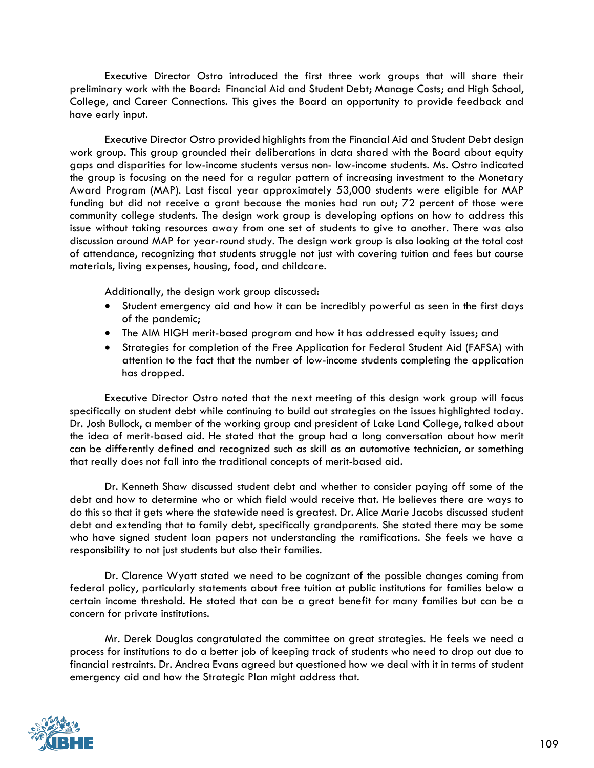Executive Director Ostro introduced the first three work groups that will share their preliminary work with the Board: Financial Aid and Student Debt; Manage Costs; and High School, College, and Career Connections. This gives the Board an opportunity to provide feedback and have early input.

Executive Director Ostro provided highlights from the Financial Aid and Student Debt design work group. This group grounded their deliberations in data shared with the Board about equity gaps and disparities for low-income students versus non- low-income students. Ms. Ostro indicated the group is focusing on the need for a regular pattern of increasing investment to the Monetary Award Program (MAP). Last fiscal year approximately 53,000 students were eligible for MAP funding but did not receive a grant because the monies had run out; 72 percent of those were community college students. The design work group is developing options on how to address this issue without taking resources away from one set of students to give to another. There was also discussion around MAP for year-round study. The design work group is also looking at the total cost of attendance, recognizing that students struggle not just with covering tuition and fees but course materials, living expenses, housing, food, and childcare.

Additionally, the design work group discussed:

- Student emergency aid and how it can be incredibly powerful as seen in the first days of the pandemic;
- The AIM HIGH merit-based program and how it has addressed equity issues; and
- Strategies for completion of the Free Application for Federal Student Aid (FAFSA) with attention to the fact that the number of low-income students completing the application has dropped.

Executive Director Ostro noted that the next meeting of this design work group will focus specifically on student debt while continuing to build out strategies on the issues highlighted today. Dr. Josh Bullock, a member of the working group and president of Lake Land College, talked about the idea of merit-based aid. He stated that the group had a long conversation about how merit can be differently defined and recognized such as skill as an automotive technician, or something that really does not fall into the traditional concepts of merit-based aid.

Dr. Kenneth Shaw discussed student debt and whether to consider paying off some of the debt and how to determine who or which field would receive that. He believes there are ways to do this so that it gets where the statewide need is greatest. Dr. Alice Marie Jacobs discussed student debt and extending that to family debt, specifically grandparents. She stated there may be some who have signed student loan papers not understanding the ramifications. She feels we have a responsibility to not just students but also their families.

Dr. Clarence Wyatt stated we need to be cognizant of the possible changes coming from federal policy, particularly statements about free tuition at public institutions for families below a certain income threshold. He stated that can be a great benefit for many families but can be a concern for private institutions.

Mr. Derek Douglas congratulated the committee on great strategies. He feels we need a process for institutions to do a better job of keeping track of students who need to drop out due to financial restraints. Dr. Andrea Evans agreed but questioned how we deal with it in terms of student emergency aid and how the Strategic Plan might address that.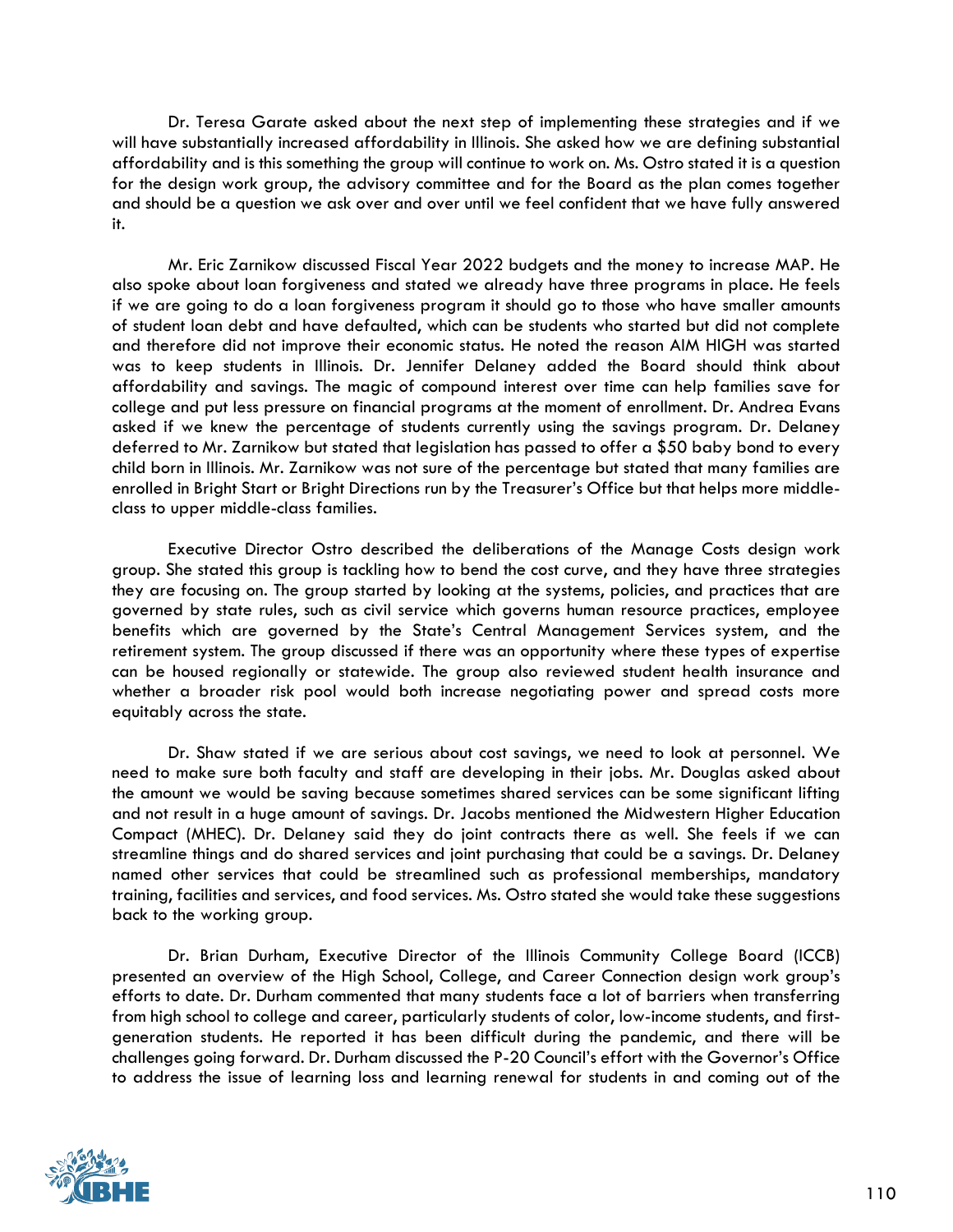Dr. Teresa Garate asked about the next step of implementing these strategies and if we will have substantially increased affordability in Illinois. She asked how we are defining substantial affordability and is this something the group will continue to work on. Ms. Ostro stated it is a question for the design work group, the advisory committee and for the Board as the plan comes together and should be a question we ask over and over until we feel confident that we have fully answered it.

Mr. Eric Zarnikow discussed Fiscal Year 2022 budgets and the money to increase MAP. He also spoke about loan forgiveness and stated we already have three programs in place. He feels if we are going to do a loan forgiveness program it should go to those who have smaller amounts of student loan debt and have defaulted, which can be students who started but did not complete and therefore did not improve their economic status. He noted the reason AIM HIGH was started was to keep students in Illinois. Dr. Jennifer Delaney added the Board should think about affordability and savings. The magic of compound interest over time can help families save for college and put less pressure on financial programs at the moment of enrollment. Dr. Andrea Evans asked if we knew the percentage of students currently using the savings program. Dr. Delaney deferred to Mr. Zarnikow but stated that legislation has passed to offer a $50 baby bond to every child born in Illinois. Mr. Zarnikow was not sure of the percentage but stated that many families are enrolled in Bright Start or Bright Directions run by the Treasurer's Office but that helps more middle-class to upper middle-class families.

Executive Director Ostro described the deliberations of the Manage Costs design work group. She stated this group is tackling how to bend the cost curve, and they have three strategies they are focusing on. The group started by looking at the systems, policies, and practices that are governed by state rules, such as civil service which governs human resource practices, employee benefits which are governed by the State's Central Management Services system, and the retirement system. The group discussed if there was an opportunity where these types of expertise can be housed regionally or statewide. The group also reviewed student health insurance and whether a broader risk pool would both increase negotiating power and spread costs more equitably across the state.

Dr. Shaw stated if we are serious about cost savings, we need to look at personnel. We need to make sure both faculty and staff are developing in their jobs. Mr. Douglas asked about the amount we would be saving because sometimes shared services can be some significant lifting and not result in a huge amount of savings. Dr. Jacobs mentioned the Midwestern Higher Education Compact (MHEC). Dr. Delaney said they do joint contracts there as well. She feels if we can streamline things and do shared services and joint purchasing that could be a savings. Dr. Delaney named other services that could be streamlined such as professional memberships, mandatory training, facilities and services, and food services. Ms. Ostro stated she would take these suggestions back to the working group.

Dr. Brian Durham, Executive Director of the Illinois Community College Board (ICCB) presented an overview of the High School, College, and Career Connection design work group's efforts to date. Dr. Durham commented that many students face a lot of barriers when transferring from high school to college and career, particularly students of color, low-income students, and first-generation students. He reported it has been difficult during the pandemic, and there will be challenges going forward. Dr. Durham discussed the P-20 Council's effort with the Governor's Office to address the issue of learning loss and learning renewal for students in and coming out of the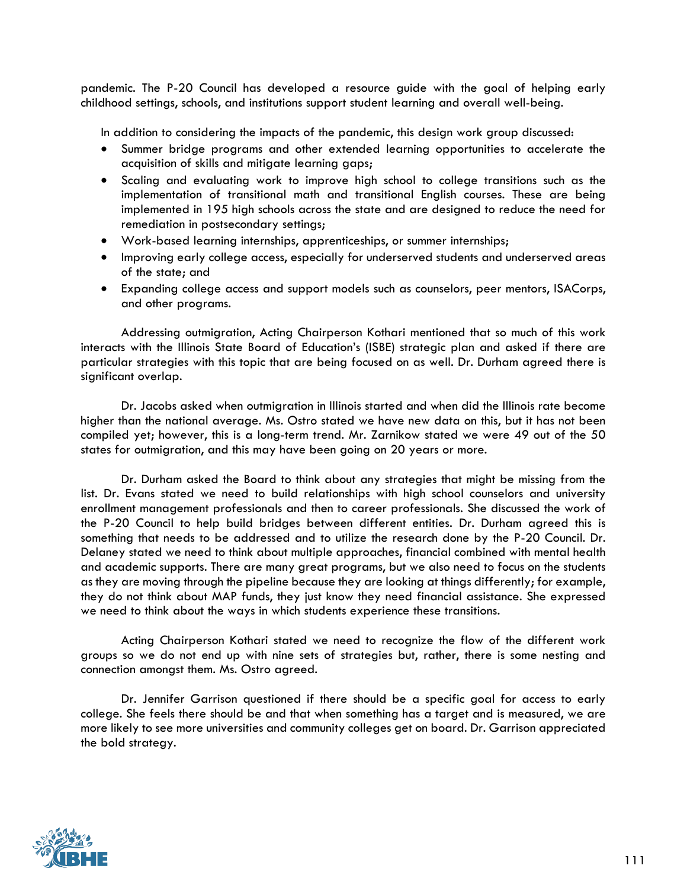pandemic. The P-20 Council has developed a resource guide with the goal of helping early childhood settings, schools, and institutions support student learning and overall well-being.

In addition to considering the impacts of the pandemic, this design work group discussed:

- Summer bridge programs and other extended learning opportunities to accelerate the acquisition of skills and mitigate learning gaps;
- Scaling and evaluating work to improve high school to college transitions such as the implementation of transitional math and transitional English courses. These are being implemented in 195 high schools across the state and are designed to reduce the need for remediation in postsecondary settings;
- Work-based learning internships, apprenticeships, or summer internships;
- Improving early college access, especially for underserved students and underserved areas of the state; and
- Expanding college access and support models such as counselors, peer mentors, ISACorps, and other programs.

Addressing outmigration, Acting Chairperson Kothari mentioned that so much of this work interacts with the Illinois State Board of Education's (ISBE) strategic plan and asked if there are particular strategies with this topic that are being focused on as well. Dr. Durham agreed there is significant overlap.

Dr. Jacobs asked when outmigration in Illinois started and when did the Illinois rate become higher than the national average. Ms. Ostro stated we have new data on this, but it has not been compiled yet; however, this is a long-term trend. Mr. Zarnikow stated we were 49 out of the 50 states for outmigration, and this may have been going on 20 years or more.

Dr. Durham asked the Board to think about any strategies that might be missing from the list. Dr. Evans stated we need to build relationships with high school counselors and university enrollment management professionals and then to career professionals. She discussed the work of the P-20 Council to help build bridges between different entities. Dr. Durham agreed this is something that needs to be addressed and to utilize the research done by the P-20 Council. Dr. Delaney stated we need to think about multiple approaches, financial combined with mental health and academic supports. There are many great programs, but we also need to focus on the students as they are moving through the pipeline because they are looking at things differently; for example, they do not think about MAP funds, they just know they need financial assistance. She expressed we need to think about the ways in which students experience these transitions.

Acting Chairperson Kothari stated we need to recognize the flow of the different work groups so we do not end up with nine sets of strategies but, rather, there is some nesting and connection amongst them. Ms. Ostro agreed.

Dr. Jennifer Garrison questioned if there should be a specific goal for access to early college. She feels there should be and that when something has a target and is measured, we are more likely to see more universities and community colleges get on board. Dr. Garrison appreciated the bold strategy.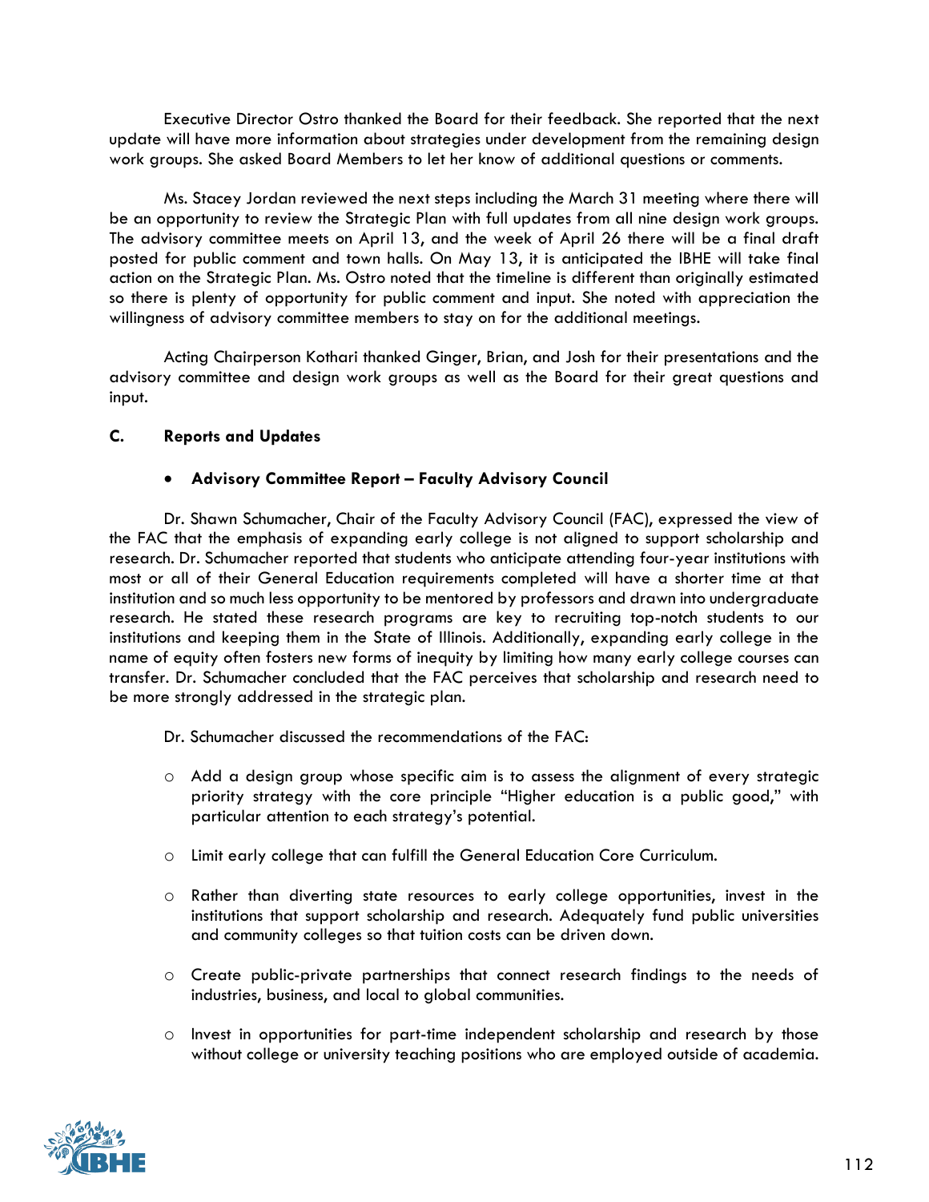Executive Director Ostro thanked the Board for their feedback. She reported that the next update will have more information about strategies under development from the remaining design work groups. She asked Board Members to let her know of additional questions or comments.

Ms. Stacey Jordan reviewed the next steps including the March 31 meeting where there will be an opportunity to review the Strategic Plan with full updates from all nine design work groups. The advisory committee meets on April 13, and the week of April 26 there will be a final draft posted for public comment and town halls. On May 13, it is anticipated the IBHE will take final action on the Strategic Plan. Ms. Ostro noted that the timeline is different than originally estimated so there is plenty of opportunity for public comment and input. She noted with appreciation the willingness of advisory committee members to stay on for the additional meetings.

Acting Chairperson Kothari thanked Ginger, Brian, and Josh for their presentations and the advisory committee and design work groups as well as the Board for their great questions and input.

**C. Reports and Updates**

- **Advisory Committee Report – Faculty Advisory Council**

Dr. Shawn Schumacher, Chair of the Faculty Advisory Council (FAC), expressed the view of the FAC that the emphasis of expanding early college is not aligned to support scholarship and research. Dr. Schumacher reported that students who anticipate attending four-year institutions with most or all of their General Education requirements completed will have a shorter time at that institution and so much less opportunity to be mentored by professors and drawn into undergraduate research. He stated these research programs are key to recruiting top-notch students to our institutions and keeping them in the State of Illinois. Additionally, expanding early college in the name of equity often fosters new forms of inequity by limiting how many early college courses can transfer. Dr. Schumacher concluded that the FAC perceives that scholarship and research need to be more strongly addressed in the strategic plan.

Dr. Schumacher discussed the recommendations of the FAC:

- Add a design group whose specific aim is to assess the alignment of every strategic priority strategy with the core principle "Higher education is a public good," with particular attention to each strategy's potential.
- Limit early college that can fulfill the General Education Core Curriculum.
- Rather than diverting state resources to early college opportunities, invest in the institutions that support scholarship and research. Adequately fund public universities and community colleges so that tuition costs can be driven down.
- Create public-private partnerships that connect research findings to the needs of industries, business, and local to global communities.
- Invest in opportunities for part-time independent scholarship and research by those without college or university teaching positions who are employed outside of academia.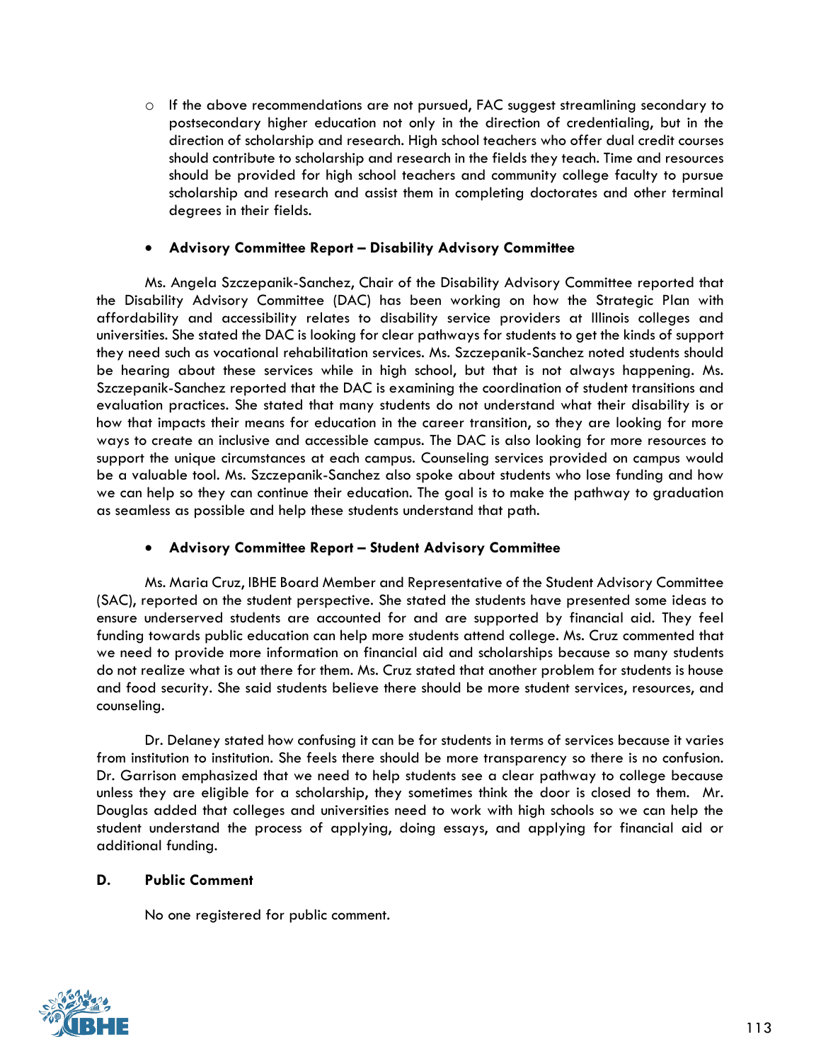- If the above recommendations are not pursued, FAC suggest streamlining secondary to postsecondary higher education not only in the direction of credentialing, but in the direction of scholarship and research. High school teachers who offer dual credit courses should contribute to scholarship and research in the fields they teach. Time and resources should be provided for high school teachers and community college faculty to pursue scholarship and research and assist them in completing doctorates and other terminal degrees in their fields.

- **Advisory Committee Report – Disability Advisory Committee**

Ms. Angela Szczepanik-Sanchez, Chair of the Disability Advisory Committee reported that the Disability Advisory Committee (DAC) has been working on how the Strategic Plan with affordability and accessibility relates to disability service providers at Illinois colleges and universities. She stated the DAC is looking for clear pathways for students to get the kinds of support they need such as vocational rehabilitation services. Ms. Szczepanik-Sanchez noted students should be hearing about these services while in high school, but that is not always happening. Ms. Szczepanik-Sanchez reported that the DAC is examining the coordination of student transitions and evaluation practices. She stated that many students do not understand what their disability is or how that impacts their means for education in the career transition, so they are looking for more ways to create an inclusive and accessible campus. The DAC is also looking for more resources to support the unique circumstances at each campus. Counseling services provided on campus would be a valuable tool. Ms. Szczepanik-Sanchez also spoke about students who lose funding and how we can help so they can continue their education. The goal is to make the pathway to graduation as seamless as possible and help these students understand that path.

- **Advisory Committee Report – Student Advisory Committee**

Ms. Maria Cruz, IBHE Board Member and Representative of the Student Advisory Committee (SAC), reported on the student perspective. She stated the students have presented some ideas to ensure underserved students are accounted for and are supported by financial aid. They feel funding towards public education can help more students attend college. Ms. Cruz commented that we need to provide more information on financial aid and scholarships because so many students do not realize what is out there for them. Ms. Cruz stated that another problem for students is house and food security. She said students believe there should be more student services, resources, and counseling.

Dr. Delaney stated how confusing it can be for students in terms of services because it varies from institution to institution. She feels there should be more transparency so there is no confusion. Dr. Garrison emphasized that we need to help students see a clear pathway to college because unless they are eligible for a scholarship, they sometimes think the door is closed to them. Mr. Douglas added that colleges and universities need to work with high schools so we can help the student understand the process of applying, doing essays, and applying for financial aid or additional funding.

**D. Public Comment**

No one registered for public comment.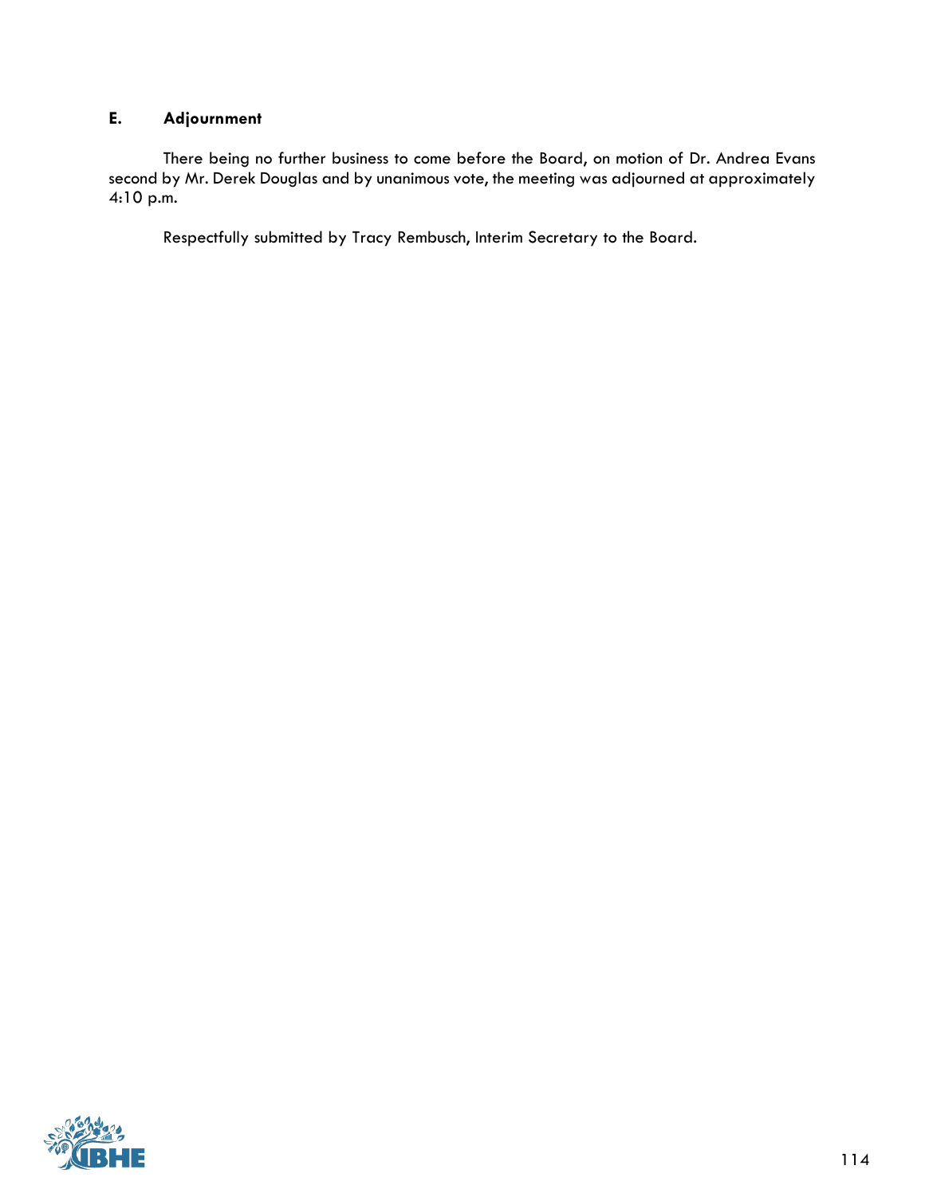## E. Adjournment

There being no further business to come before the Board, on motion of Dr. Andrea Evans second by Mr. Derek Douglas and by unanimous vote, the meeting was adjourned at approximately 4:10 p.m.

Respectfully submitted by Tracy Rembusch, Interim Secretary to the Board.